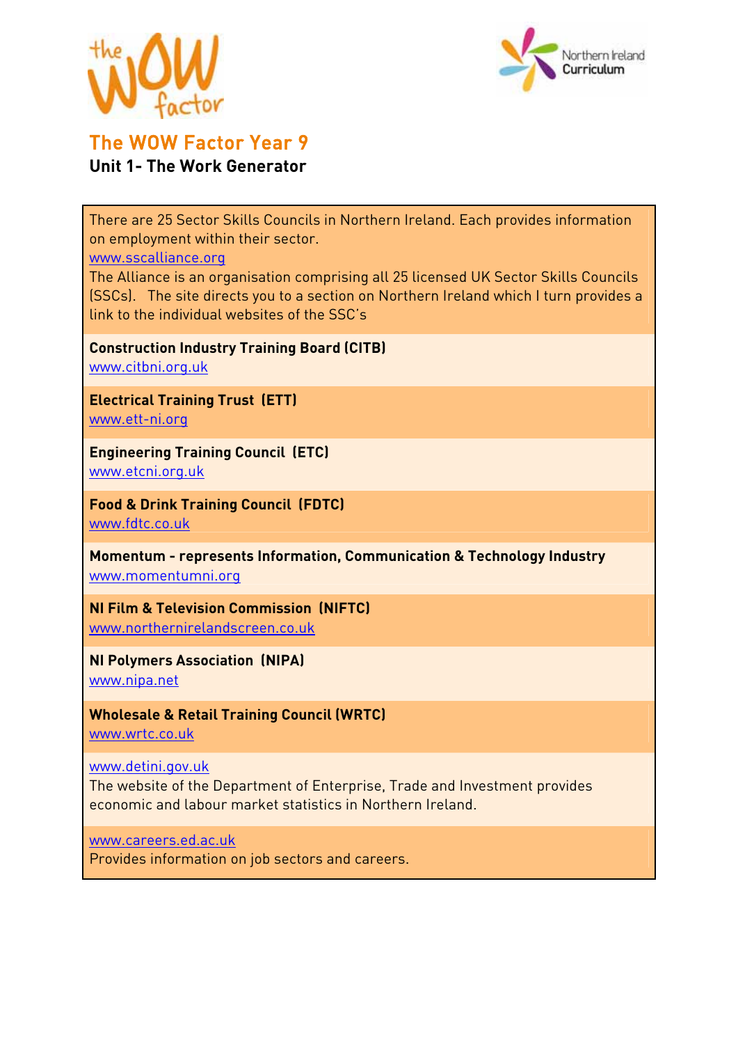# The WOW Factor Year 9

## Unit 1- The Work Generator

There are 25 Sector Skills Councils in Northern Ireland. Each provides information on employment within their sector.
www.sscalliance.org
The Alliance is an organisation comprising all 25 licensed UK Sector Skills Councils (SSCs). The site directs you to a section on Northern Ireland which I turn provides a link to the individual websites of the SSC's

**Construction Industry Training Board (CITB)**
www.citbni.org.uk

**Electrical Training Trust (ETT)**
www.ett-ni.org

**Engineering Training Council (ETC)**
www.etcni.org.uk

**Food & Drink Training Council (FDTC)**
www.fdtc.co.uk

**Momentum - represents Information, Communication & Technology Industry**
www.momentumni.org

**NI Film & Television Commission (NIFTC)**
www.northernirelandscreen.co.uk

**NI Polymers Association (NIPA)**
www.nipa.net

**Wholesale & Retail Training Council (WRTC)**
www.wrtc.co.uk

www.detini.gov.uk
The website of the Department of Enterprise, Trade and Investment provides economic and labour market statistics in Northern Ireland.

www.careers.ed.ac.uk
Provides information on job sectors and careers.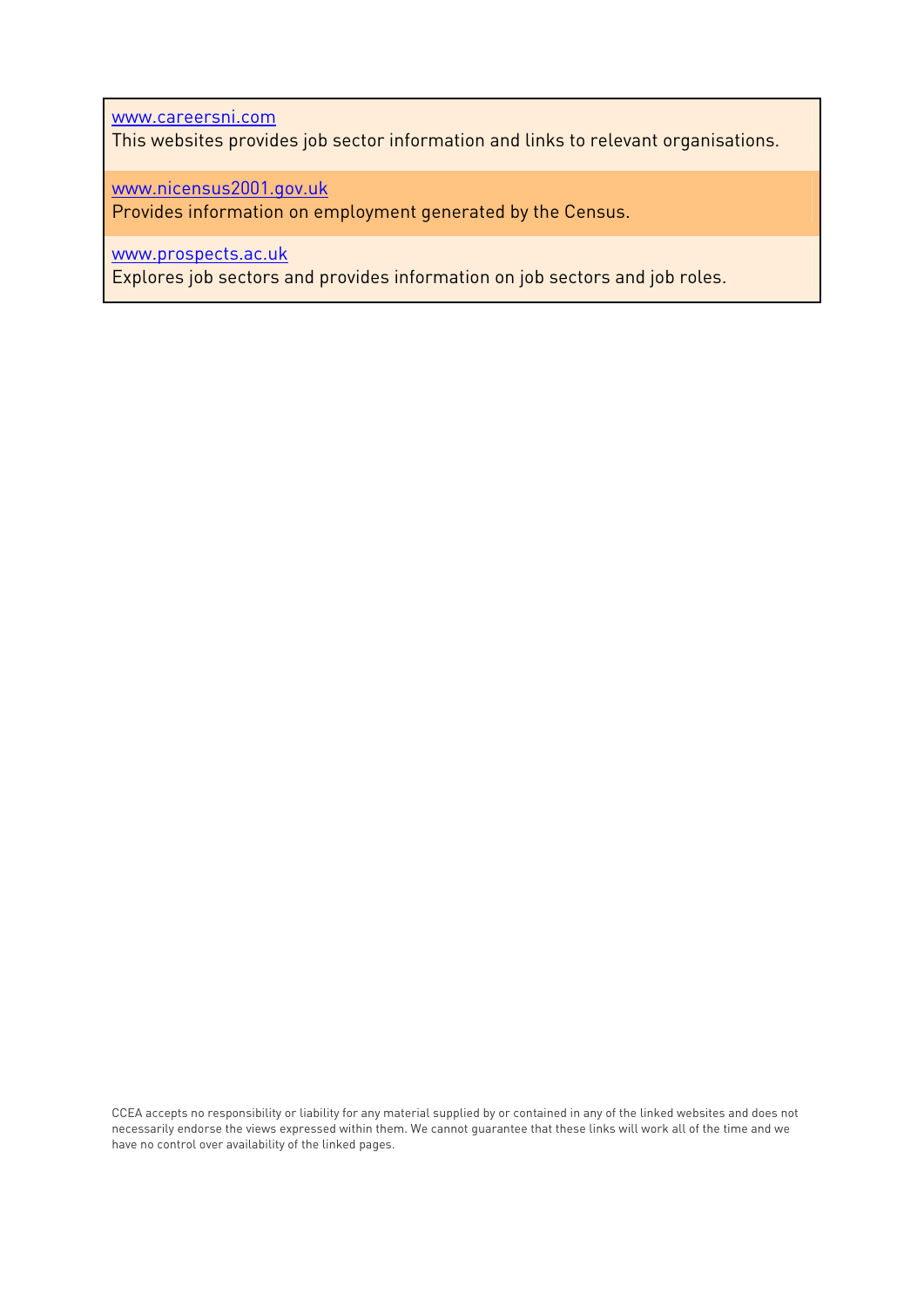www.careersni.com
This websites provides job sector information and links to relevant organisations.

www.nicensus2001.gov.uk
Provides information on employment generated by the Census.

www.prospects.ac.uk
Explores job sectors and provides information on job sectors and job roles.

CCEA accepts no responsibility or liability for any material supplied by or contained in any of the linked websites and does not necessarily endorse the views expressed within them. We cannot guarantee that these links will work all of the time and we have no control over availability of the linked pages.